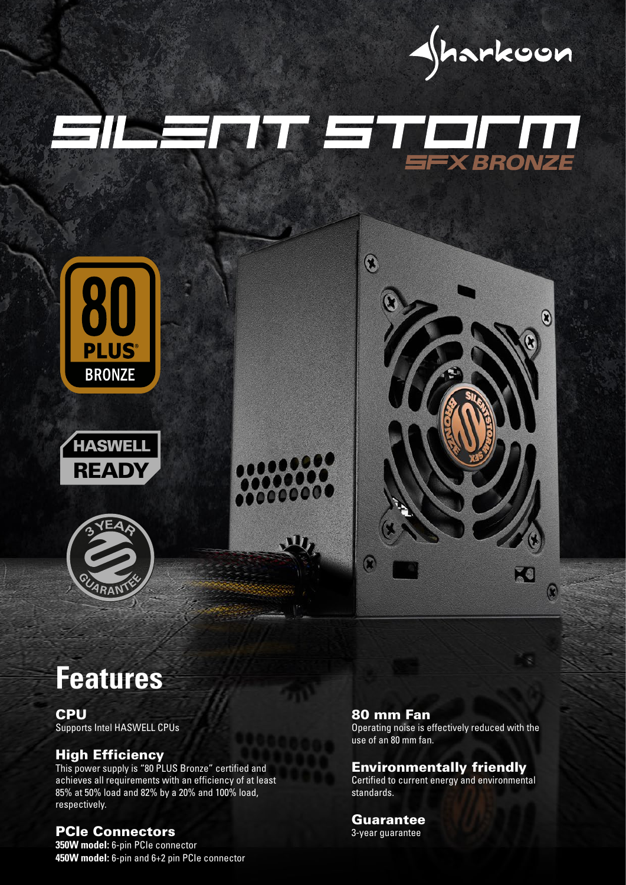Sharkoon

# SILENT STORM

## SFX BRONZE

80 PLUS BRONZE

HASWELL READY

3 YEAR GUARANTEE

## Features

### CPU
Supports Intel HASWELL CPUs

### High Efficiency
This power supply is "80 PLUS Bronze" certified and achieves all requirements with an efficiency of at least 85% at 50% load and 82% by a 20% and 100% load, respectively.

### PCIe Connectors
**350W model:** 6-pin PCIe connector
**450W model:** 6-pin and 6+2 pin PCIe connector

### 80 mm Fan
Operating noise is effectively reduced with the use of an 80 mm fan.

### Environmentally friendly
Certified to current energy and environmental standards.

### Guarantee
3-year guarantee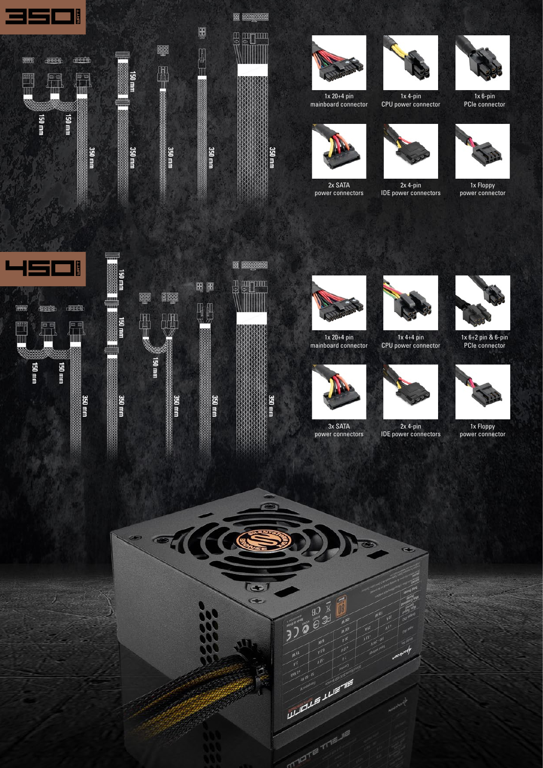# 350 WATT

150 mm

150 mm

350 mm

150 mm

350 mm

350 mm

350 mm

350 mm

1x 20+4 pin
mainboard connector

1x 4-pin
CPU power connector

1x 6-pin
PCIe connector

2x SATA
power connectors

2x 4-pin
IDE power connectors

1x Floppy
power connector

# 450 WATT

150 mm

150 mm

350 mm

150 mm

150 mm

350 mm

150 mm

350 mm

350 mm

350 mm

1x 20+4 pin
mainboard connector

1x 4+4 pin
CPU power connector

1x 6+2 pin & 6-pin
PCIe connector

3x SATA
power connectors

2x 4-pin
IDE power connectors

1x Floppy
power connector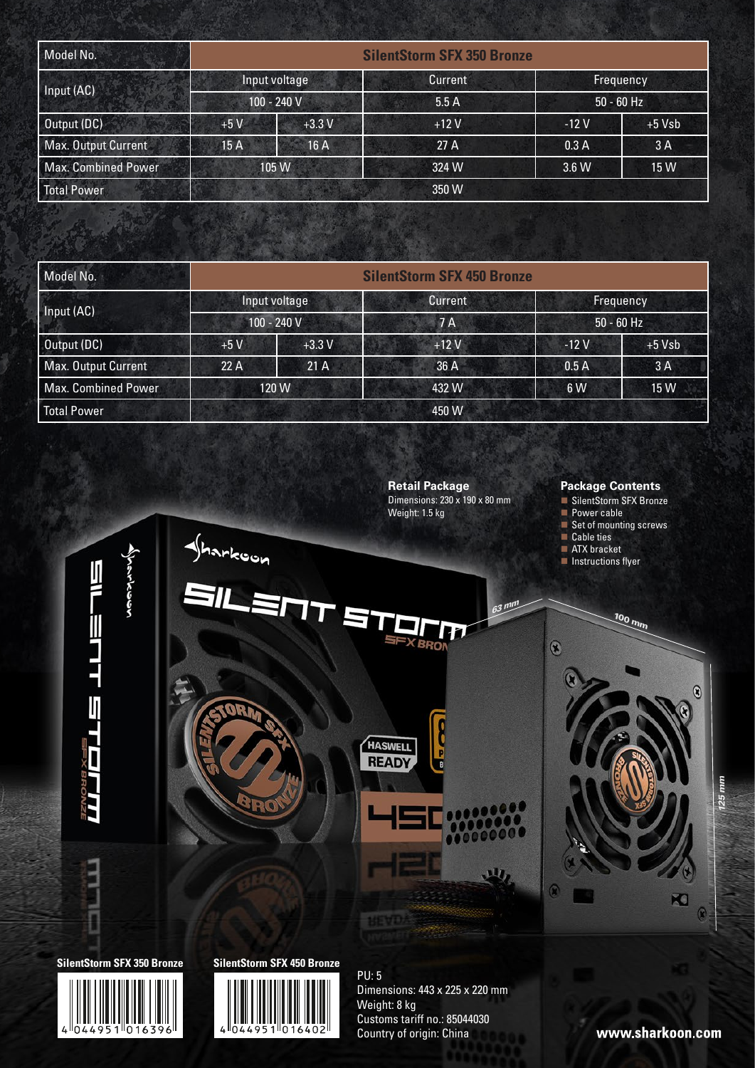| Model No. | SilentStorm SFX 350 Bronze | | | | |
|---|---|---|---|---|---|
| Input (AC) | Input voltage | | Current | Frequency | |
| | 100 - 240 V | | 5.5 A | 50 - 60 Hz | |
| Output (DC) | +5 V | +3.3 V | +12 V | -12 V | +5 Vsb |
| Max. Output Current | 15 A | 16 A | 27 A | 0.3 A | 3 A |
| Max. Combined Power | 105 W | | 324 W | 3.6 W | 15 W |
| Total Power | 350 W | | | | |

| Model No. | SilentStorm SFX 450 Bronze | | | | |
|---|---|---|---|---|---|
| Input (AC) | Input voltage | | Current | Frequency | |
| | 100 - 240 V | | 7 A | 50 - 60 Hz | |
| Output (DC) | +5 V | +3.3 V | +12 V | -12 V | +5 Vsb |
| Max. Output Current | 22 A | 21 A | 36 A | 0.5 A | 3 A |
| Max. Combined Power | 120 W | | 432 W | 6 W | 15 W |
| Total Power | 450 W | | | | |

**Retail Package**

Dimensions: 230 x 190 x 80 mm

Weight: 1.5 kg

**Package Contents**

- SilentStorm SFX Bronze
- Power cable
- Set of mounting screws
- Cable ties
- ATX bracket
- Instructions flyer

63 mm

100 mm

125 mm

**SilentStorm SFX 350 Bronze**

4 044951 016396

**SilentStorm SFX 450 Bronze**

4 044951 016402

PU: 5

Dimensions: 443 x 225 x 220 mm

Weight: 8 kg

Customs tariff no.: 85044030

Country of origin: China

**www.sharkoon.com**